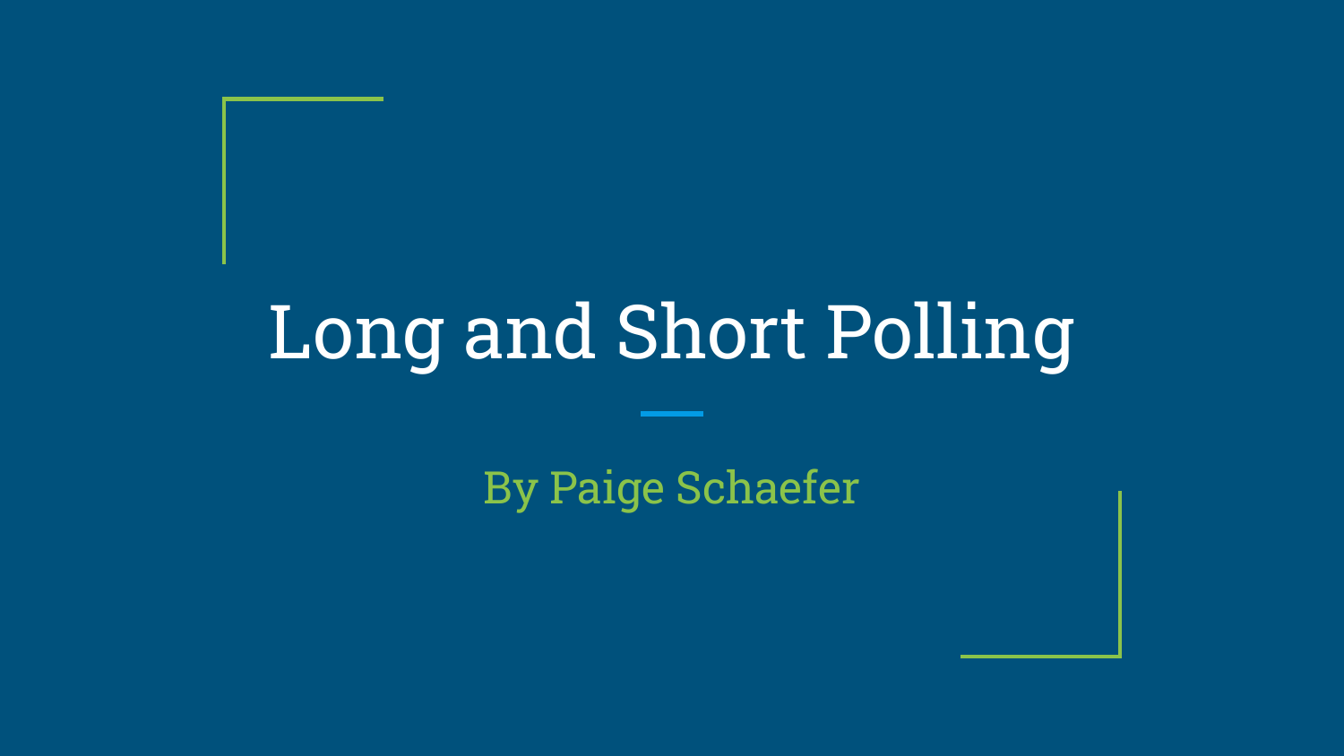# Long and Short Polling

By Paige Schaefer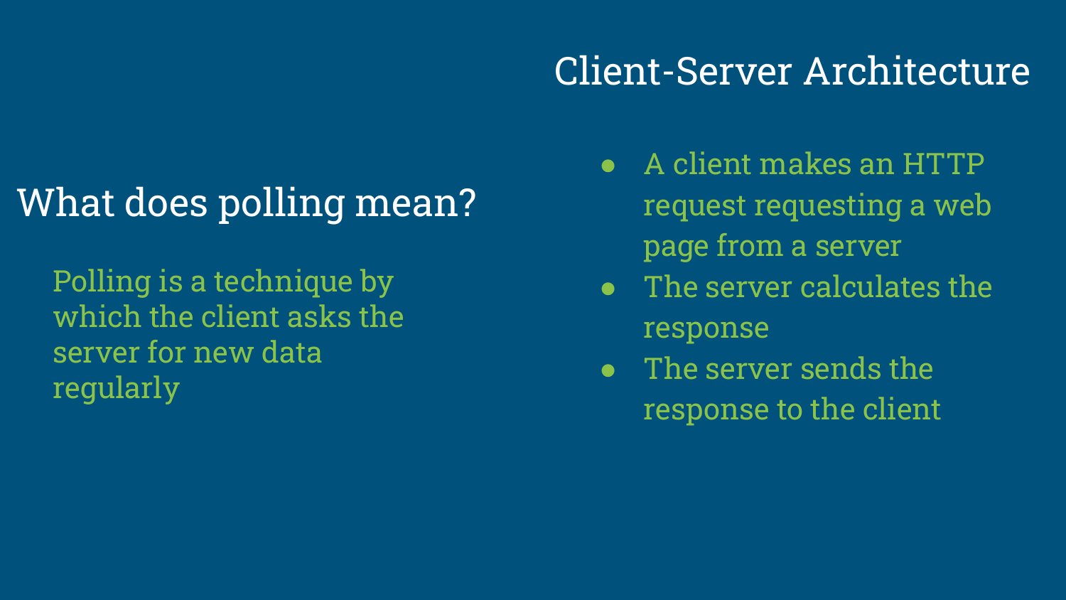## What does polling mean?

Polling is a technique by which the client asks the server for new data regularly

## Client-Server Architecture

- A client makes an HTTP request requesting a web page from a server
- The server calculates the response
- The server sends the response to the client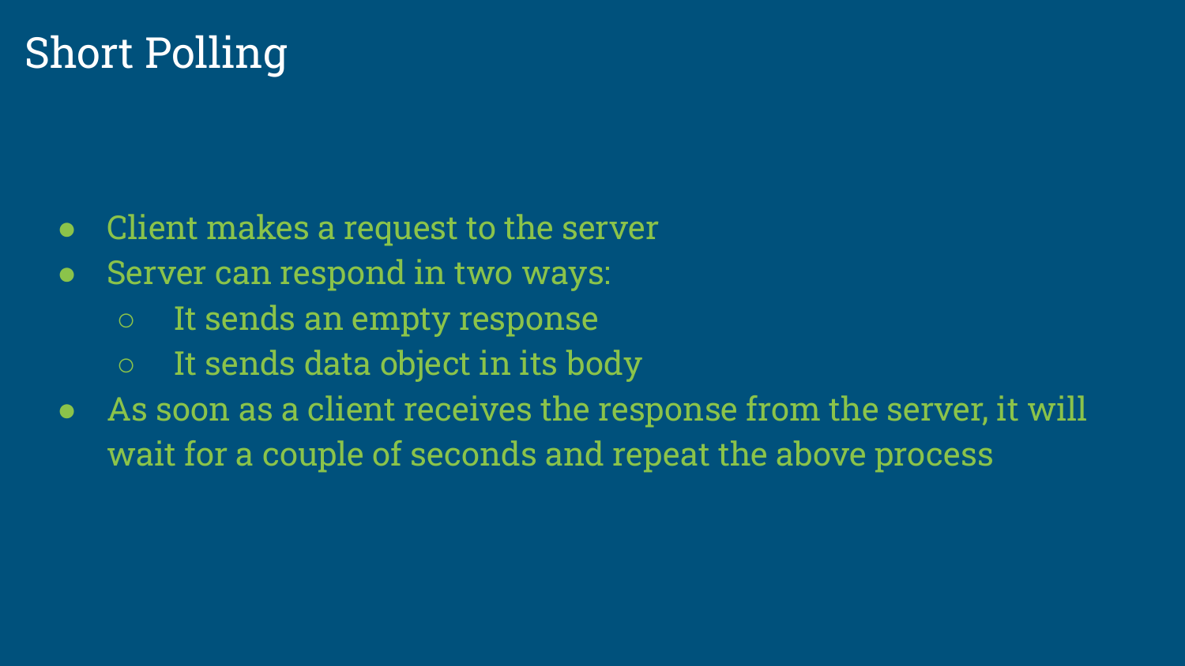# Short Polling

- Client makes a request to the server
- Server can respond in two ways:
  - It sends an empty response
  - It sends data object in its body
- As soon as a client receives the response from the server, it will wait for a couple of seconds and repeat the above process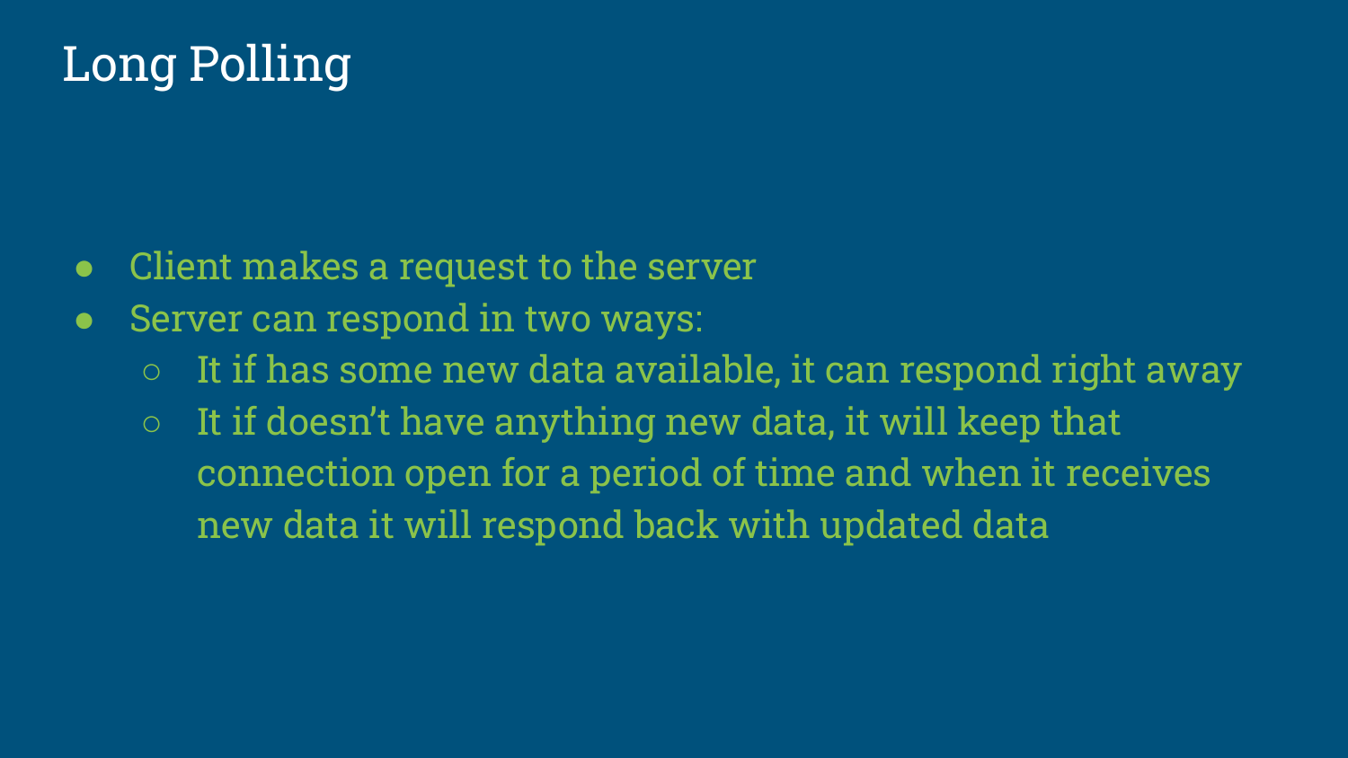# Long Polling

- Client makes a request to the server
- Server can respond in two ways:
  - It if has some new data available, it can respond right away
  - It if doesn't have anything new data, it will keep that connection open for a period of time and when it receives new data it will respond back with updated data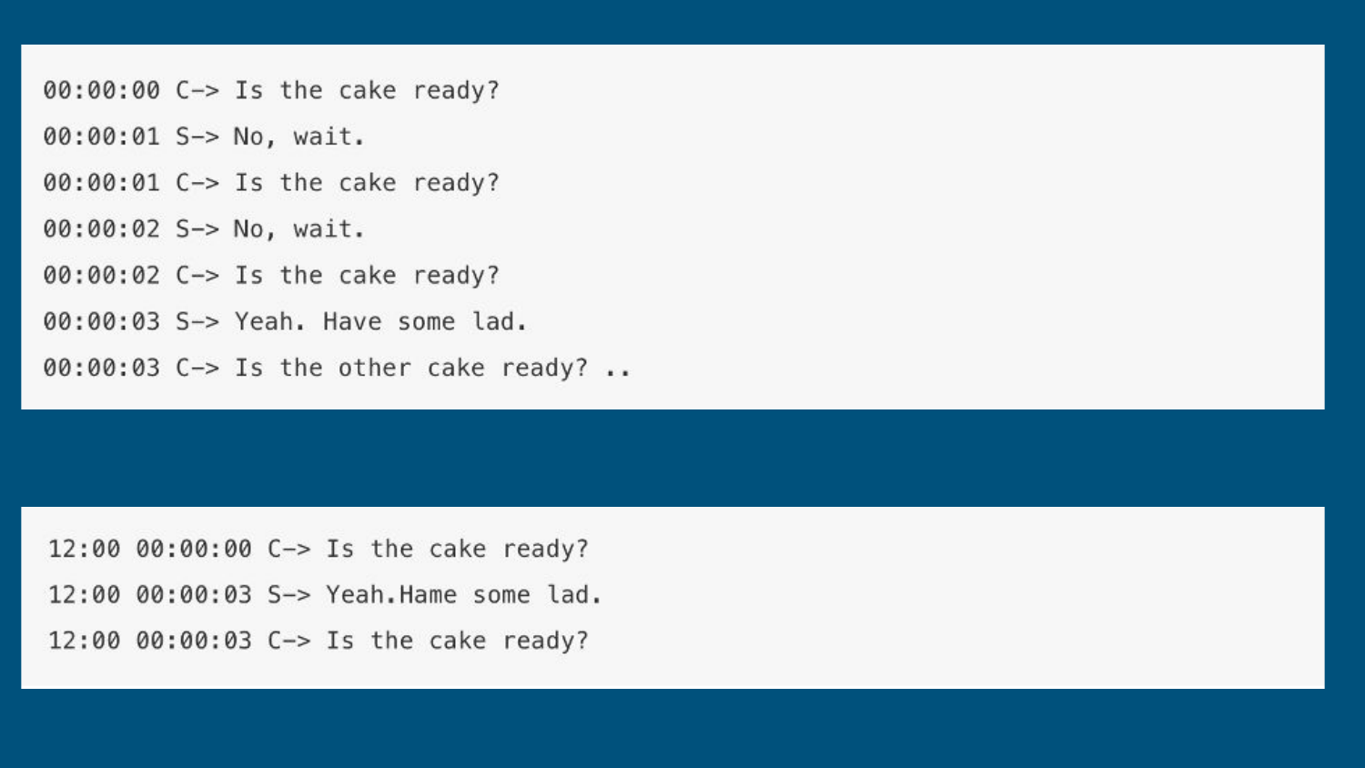```
00:00:00 C-> Is the cake ready?
00:00:01 S-> No, wait.
00:00:01 C-> Is the cake ready?
00:00:02 S-> No, wait.
00:00:02 C-> Is the cake ready?
00:00:03 S-> Yeah. Have some lad.
00:00:03 C-> Is the other cake ready? ..
```

```
12:00 00:00:00 C-> Is the cake ready?
12:00 00:00:03 S-> Yeah.Hame some lad.
12:00 00:00:03 C-> Is the cake ready?
```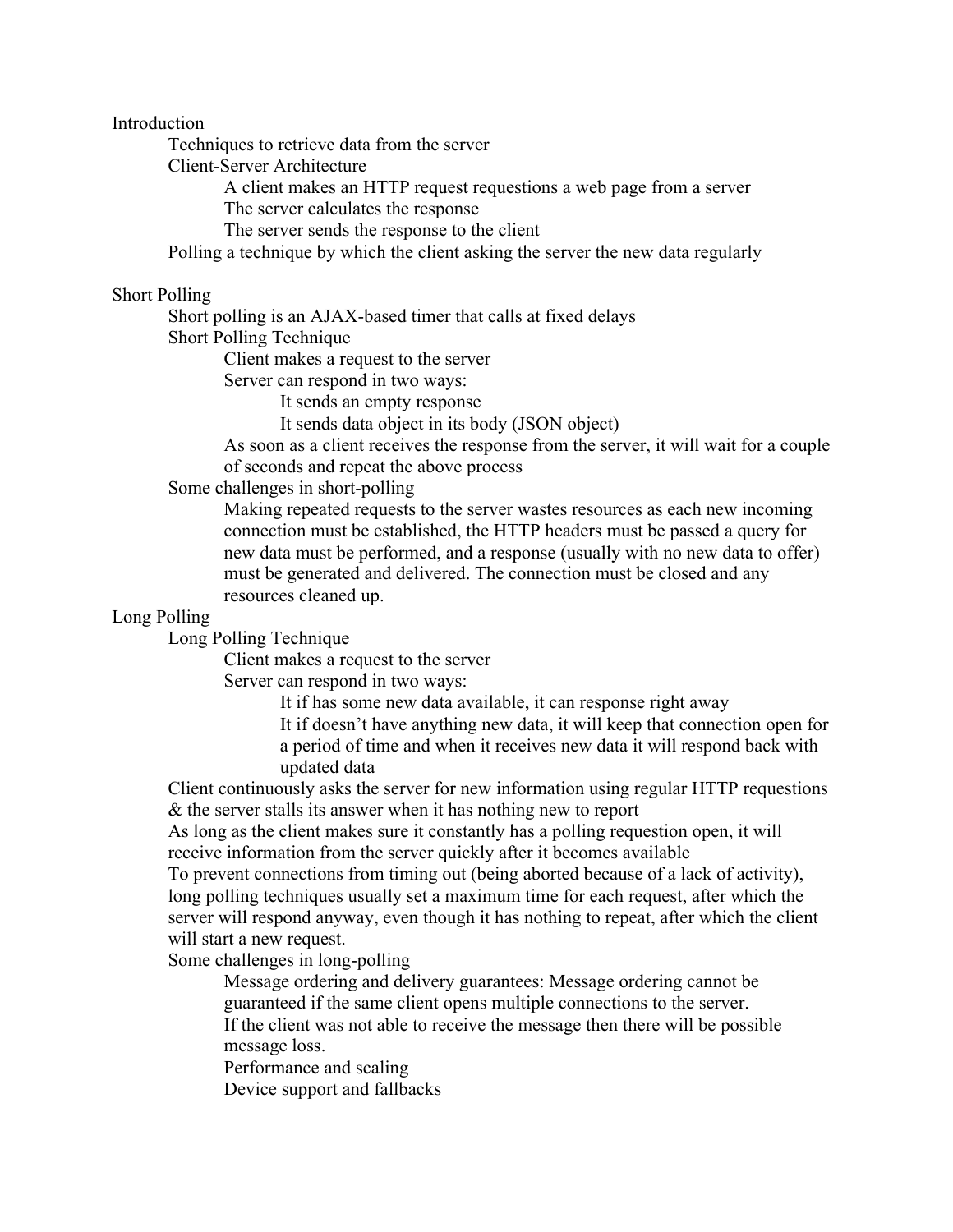Introduction

- Techniques to retrieve data from the server
- Client-Server Architecture
  - A client makes an HTTP request requestions a web page from a server
  - The server calculates the response
  - The server sends the response to the client
- Polling a technique by which the client asking the server the new data regularly

Short Polling

- Short polling is an AJAX-based timer that calls at fixed delays
- Short Polling Technique
  - Client makes a request to the server
  - Server can respond in two ways:
    - It sends an empty response
    - It sends data object in its body (JSON object)
  - As soon as a client receives the response from the server, it will wait for a couple of seconds and repeat the above process
- Some challenges in short-polling
  - Making repeated requests to the server wastes resources as each new incoming connection must be established, the HTTP headers must be passed a query for new data must be performed, and a response (usually with no new data to offer) must be generated and delivered. The connection must be closed and any resources cleaned up.

Long Polling

- Long Polling Technique
  - Client makes a request to the server
  - Server can respond in two ways:
    - It if has some new data available, it can response right away
    - It if doesn't have anything new data, it will keep that connection open for a period of time and when it receives new data it will respond back with updated data
- Client continuously asks the server for new information using regular HTTP requestions & the server stalls its answer when it has nothing new to report
- As long as the client makes sure it constantly has a polling requestion open, it will receive information from the server quickly after it becomes available
- To prevent connections from timing out (being aborted because of a lack of activity), long polling techniques usually set a maximum time for each request, after which the server will respond anyway, even though it has nothing to repeat, after which the client will start a new request.
- Some challenges in long-polling
  - Message ordering and delivery guarantees: Message ordering cannot be guaranteed if the same client opens multiple connections to the server.
  - If the client was not able to receive the message then there will be possible message loss.
  - Performance and scaling
  - Device support and fallbacks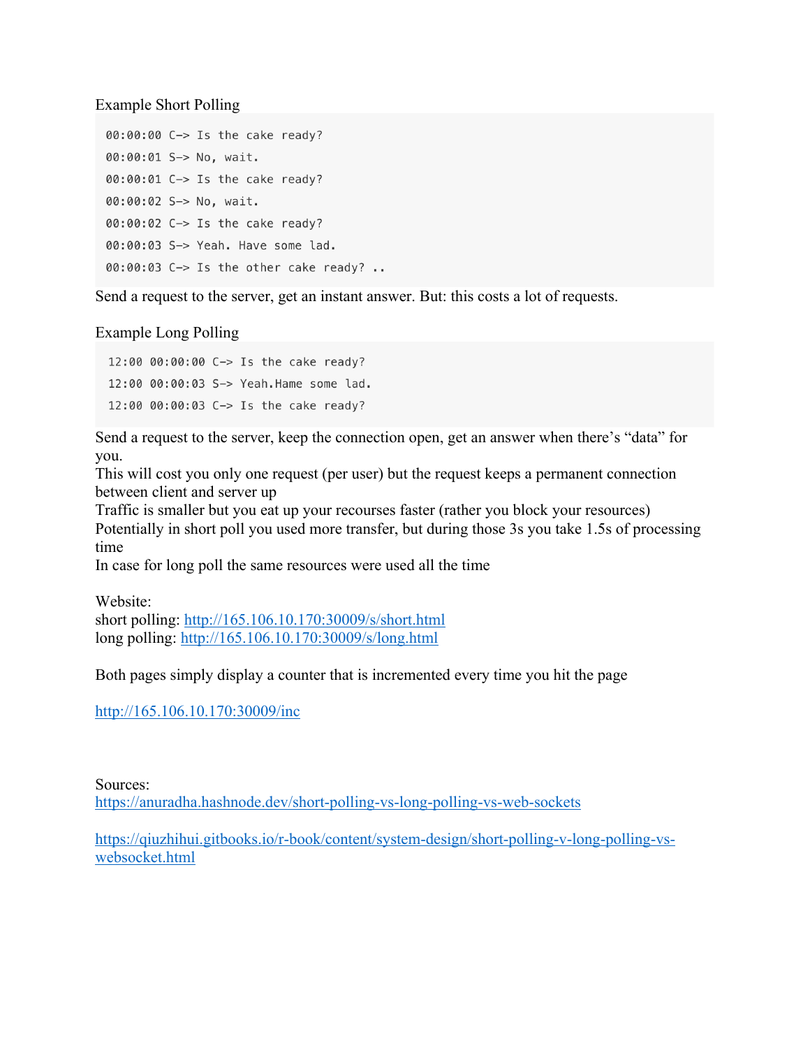Example Short Polling

```
00:00:00 C-> Is the cake ready?
00:00:01 S-> No, wait.
00:00:01 C-> Is the cake ready?
00:00:02 S-> No, wait.
00:00:02 C-> Is the cake ready?
00:00:03 S-> Yeah. Have some lad.
00:00:03 C-> Is the other cake ready? ..
```

Send a request to the server, get an instant answer. But: this costs a lot of requests.

Example Long Polling

```
12:00 00:00:00 C-> Is the cake ready?
12:00 00:00:03 S-> Yeah.Hame some lad.
12:00 00:00:03 C-> Is the cake ready?
```

Send a request to the server, keep the connection open, get an answer when there's "data" for you.
This will cost you only one request (per user) but the request keeps a permanent connection between client and server up
Traffic is smaller but you eat up your recourses faster (rather you block your resources)
Potentially in short poll you used more transfer, but during those 3s you take 1.5s of processing time
In case for long poll the same resources were used all the time

Website:
short polling: http://165.106.10.170:30009/s/short.html
long polling: http://165.106.10.170:30009/s/long.html

Both pages simply display a counter that is incremented every time you hit the page

http://165.106.10.170:30009/inc

Sources:
https://anuradha.hashnode.dev/short-polling-vs-long-polling-vs-web-sockets

https://qiuzhihui.gitbooks.io/r-book/content/system-design/short-polling-v-long-polling-vs-websocket.html